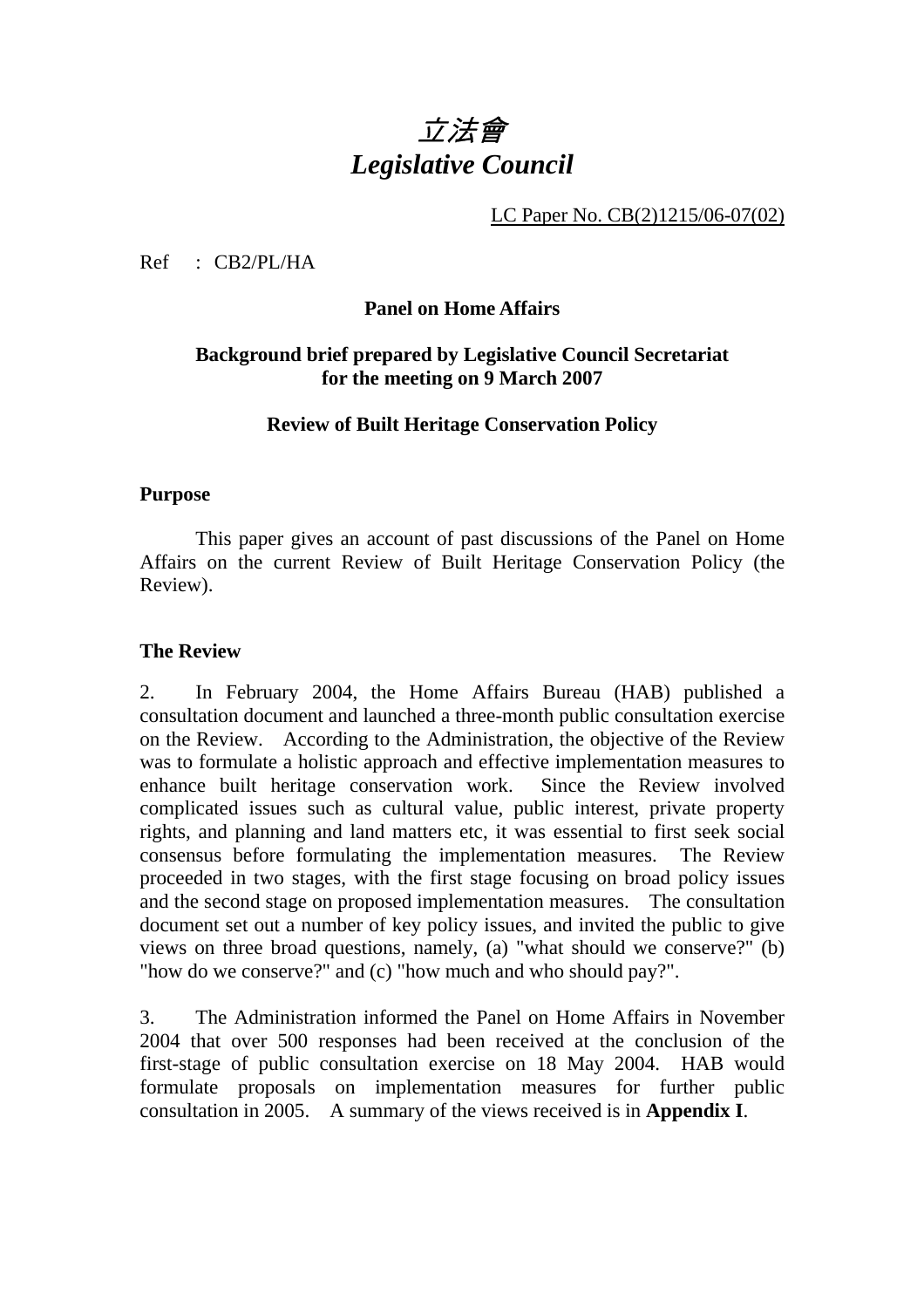# *立法會*
# *Legislative Council*

LC Paper No. CB(2)1215/06-07(02)

Ref : CB2/PL/HA

**Panel on Home Affairs**

**Background brief prepared by Legislative Council Secretariat for the meeting on 9 March 2007**

**Review of Built Heritage Conservation Policy**

## Purpose

This paper gives an account of past discussions of the Panel on Home Affairs on the current Review of Built Heritage Conservation Policy (the Review).

## The Review

2. In February 2004, the Home Affairs Bureau (HAB) published a consultation document and launched a three-month public consultation exercise on the Review. According to the Administration, the objective of the Review was to formulate a holistic approach and effective implementation measures to enhance built heritage conservation work. Since the Review involved complicated issues such as cultural value, public interest, private property rights, and planning and land matters etc, it was essential to first seek social consensus before formulating the implementation measures. The Review proceeded in two stages, with the first stage focusing on broad policy issues and the second stage on proposed implementation measures. The consultation document set out a number of key policy issues, and invited the public to give views on three broad questions, namely, (a) "what should we conserve?" (b) "how do we conserve?" and (c) "how much and who should pay?".

3. The Administration informed the Panel on Home Affairs in November 2004 that over 500 responses had been received at the conclusion of the first-stage of public consultation exercise on 18 May 2004. HAB would formulate proposals on implementation measures for further public consultation in 2005. A summary of the views received is in **Appendix I**.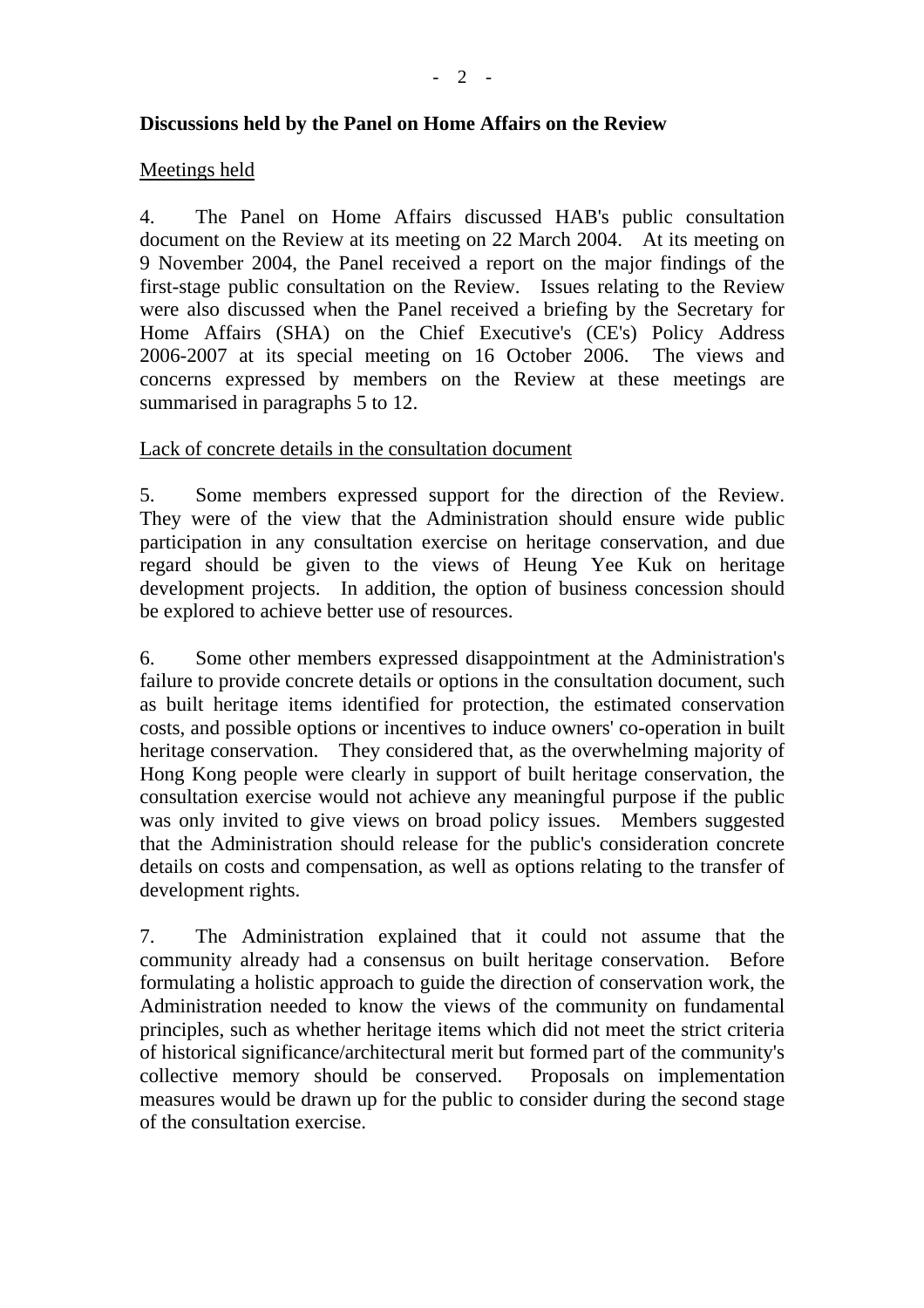**Discussions held by the Panel on Home Affairs on the Review**

Meetings held

4. The Panel on Home Affairs discussed HAB's public consultation document on the Review at its meeting on 22 March 2004. At its meeting on 9 November 2004, the Panel received a report on the major findings of the first-stage public consultation on the Review. Issues relating to the Review were also discussed when the Panel received a briefing by the Secretary for Home Affairs (SHA) on the Chief Executive's (CE's) Policy Address 2006-2007 at its special meeting on 16 October 2006. The views and concerns expressed by members on the Review at these meetings are summarised in paragraphs 5 to 12.

Lack of concrete details in the consultation document

5. Some members expressed support for the direction of the Review. They were of the view that the Administration should ensure wide public participation in any consultation exercise on heritage conservation, and due regard should be given to the views of Heung Yee Kuk on heritage development projects. In addition, the option of business concession should be explored to achieve better use of resources.

6. Some other members expressed disappointment at the Administration's failure to provide concrete details or options in the consultation document, such as built heritage items identified for protection, the estimated conservation costs, and possible options or incentives to induce owners' co-operation in built heritage conservation. They considered that, as the overwhelming majority of Hong Kong people were clearly in support of built heritage conservation, the consultation exercise would not achieve any meaningful purpose if the public was only invited to give views on broad policy issues. Members suggested that the Administration should release for the public's consideration concrete details on costs and compensation, as well as options relating to the transfer of development rights.

7. The Administration explained that it could not assume that the community already had a consensus on built heritage conservation. Before formulating a holistic approach to guide the direction of conservation work, the Administration needed to know the views of the community on fundamental principles, such as whether heritage items which did not meet the strict criteria of historical significance/architectural merit but formed part of the community's collective memory should be conserved. Proposals on implementation measures would be drawn up for the public to consider during the second stage of the consultation exercise.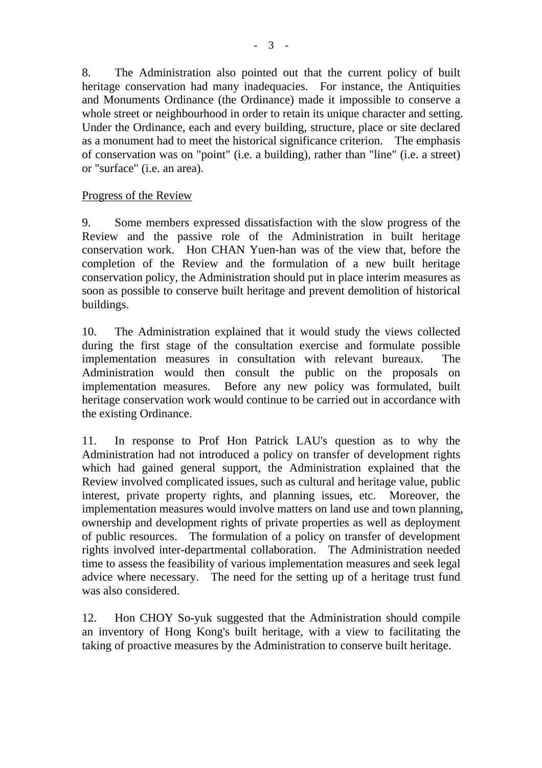8. The Administration also pointed out that the current policy of built heritage conservation had many inadequacies. For instance, the Antiquities and Monuments Ordinance (the Ordinance) made it impossible to conserve a whole street or neighbourhood in order to retain its unique character and setting. Under the Ordinance, each and every building, structure, place or site declared as a monument had to meet the historical significance criterion. The emphasis of conservation was on "point" (i.e. a building), rather than "line" (i.e. a street) or "surface" (i.e. an area).

Progress of the Review

9. Some members expressed dissatisfaction with the slow progress of the Review and the passive role of the Administration in built heritage conservation work. Hon CHAN Yuen-han was of the view that, before the completion of the Review and the formulation of a new built heritage conservation policy, the Administration should put in place interim measures as soon as possible to conserve built heritage and prevent demolition of historical buildings.

10. The Administration explained that it would study the views collected during the first stage of the consultation exercise and formulate possible implementation measures in consultation with relevant bureaux. The Administration would then consult the public on the proposals on implementation measures. Before any new policy was formulated, built heritage conservation work would continue to be carried out in accordance with the existing Ordinance.

11. In response to Prof Hon Patrick LAU's question as to why the Administration had not introduced a policy on transfer of development rights which had gained general support, the Administration explained that the Review involved complicated issues, such as cultural and heritage value, public interest, private property rights, and planning issues, etc. Moreover, the implementation measures would involve matters on land use and town planning, ownership and development rights of private properties as well as deployment of public resources. The formulation of a policy on transfer of development rights involved inter-departmental collaboration. The Administration needed time to assess the feasibility of various implementation measures and seek legal advice where necessary. The need for the setting up of a heritage trust fund was also considered.

12. Hon CHOY So-yuk suggested that the Administration should compile an inventory of Hong Kong's built heritage, with a view to facilitating the taking of proactive measures by the Administration to conserve built heritage.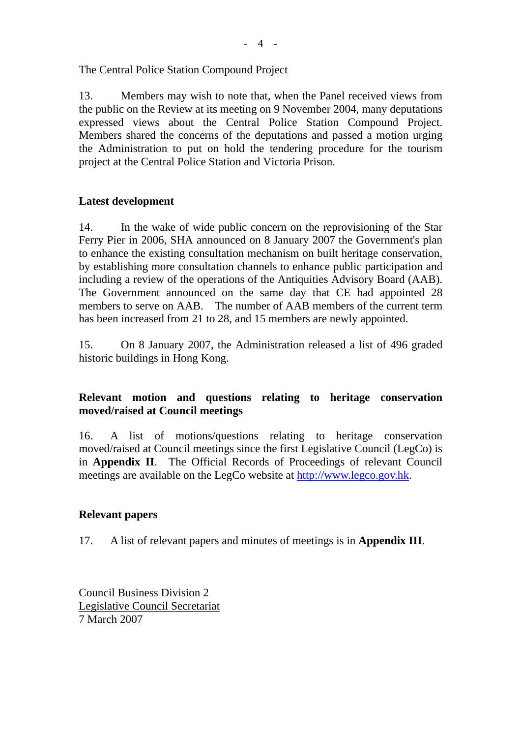The Central Police Station Compound Project

13. Members may wish to note that, when the Panel received views from the public on the Review at its meeting on 9 November 2004, many deputations expressed views about the Central Police Station Compound Project. Members shared the concerns of the deputations and passed a motion urging the Administration to put on hold the tendering procedure for the tourism project at the Central Police Station and Victoria Prison.

**Latest development**

14. In the wake of wide public concern on the reprovisioning of the Star Ferry Pier in 2006, SHA announced on 8 January 2007 the Government's plan to enhance the existing consultation mechanism on built heritage conservation, by establishing more consultation channels to enhance public participation and including a review of the operations of the Antiquities Advisory Board (AAB). The Government announced on the same day that CE had appointed 28 members to serve on AAB. The number of AAB members of the current term has been increased from 21 to 28, and 15 members are newly appointed.

15. On 8 January 2007, the Administration released a list of 496 graded historic buildings in Hong Kong.

**Relevant motion and questions relating to heritage conservation moved/raised at Council meetings**

16. A list of motions/questions relating to heritage conservation moved/raised at Council meetings since the first Legislative Council (LegCo) is in **Appendix II**. The Official Records of Proceedings of relevant Council meetings are available on the LegCo website at http://www.legco.gov.hk.

**Relevant papers**

17. A list of relevant papers and minutes of meetings is in **Appendix III**.

Council Business Division 2
Legislative Council Secretariat
7 March 2007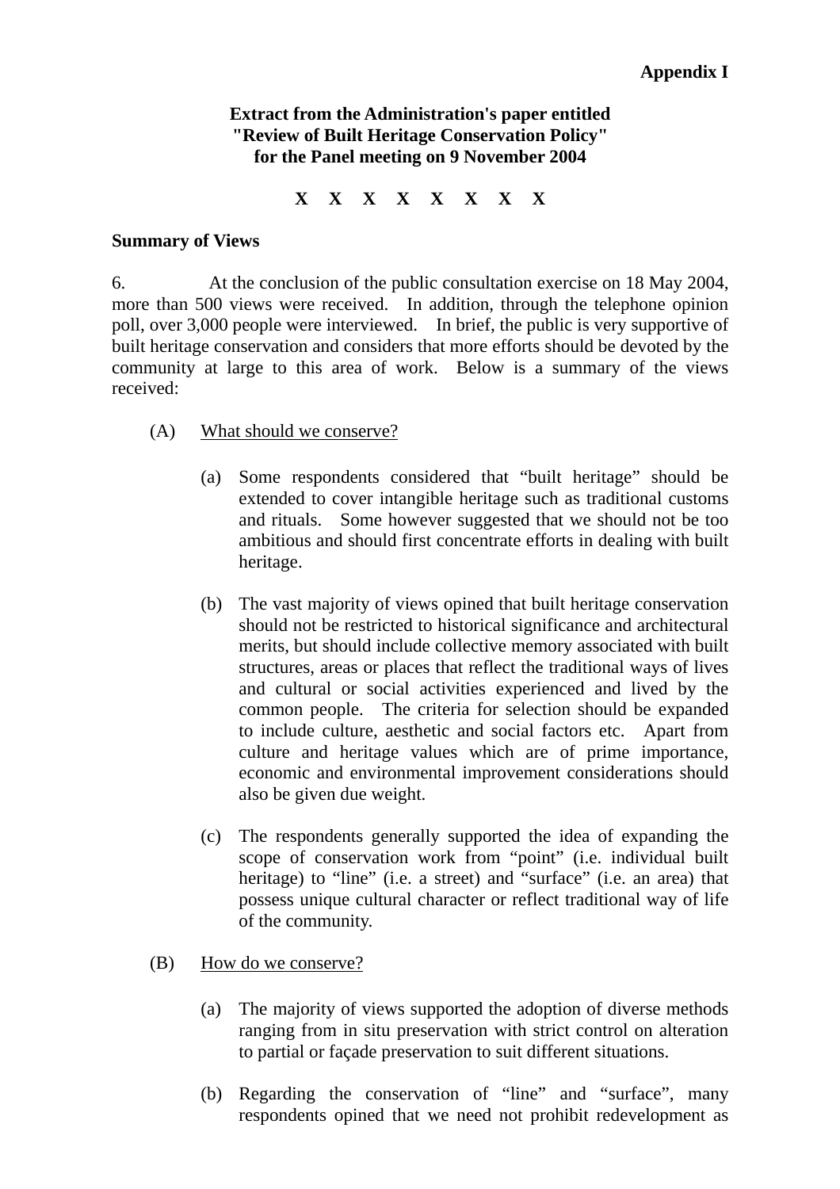**Appendix I**

**Extract from the Administration's paper entitled "Review of Built Heritage Conservation Policy" for the Panel meeting on 9 November 2004**

**X X X X X X X X**

**Summary of Views**

6. At the conclusion of the public consultation exercise on 18 May 2004, more than 500 views were received. In addition, through the telephone opinion poll, over 3,000 people were interviewed. In brief, the public is very supportive of built heritage conservation and considers that more efforts should be devoted by the community at large to this area of work. Below is a summary of the views received:

(A) <u>What should we conserve?</u>

(a) Some respondents considered that “built heritage” should be extended to cover intangible heritage such as traditional customs and rituals. Some however suggested that we should not be too ambitious and should first concentrate efforts in dealing with built heritage.

(b) The vast majority of views opined that built heritage conservation should not be restricted to historical significance and architectural merits, but should include collective memory associated with built structures, areas or places that reflect the traditional ways of lives and cultural or social activities experienced and lived by the common people. The criteria for selection should be expanded to include culture, aesthetic and social factors etc. Apart from culture and heritage values which are of prime importance, economic and environmental improvement considerations should also be given due weight.

(c) The respondents generally supported the idea of expanding the scope of conservation work from “point” (i.e. individual built heritage) to “line” (i.e. a street) and “surface” (i.e. an area) that possess unique cultural character or reflect traditional way of life of the community.

(B) <u>How do we conserve?</u>

(a) The majority of views supported the adoption of diverse methods ranging from in situ preservation with strict control on alteration to partial or façade preservation to suit different situations.

(b) Regarding the conservation of “line” and “surface”, many respondents opined that we need not prohibit redevelopment as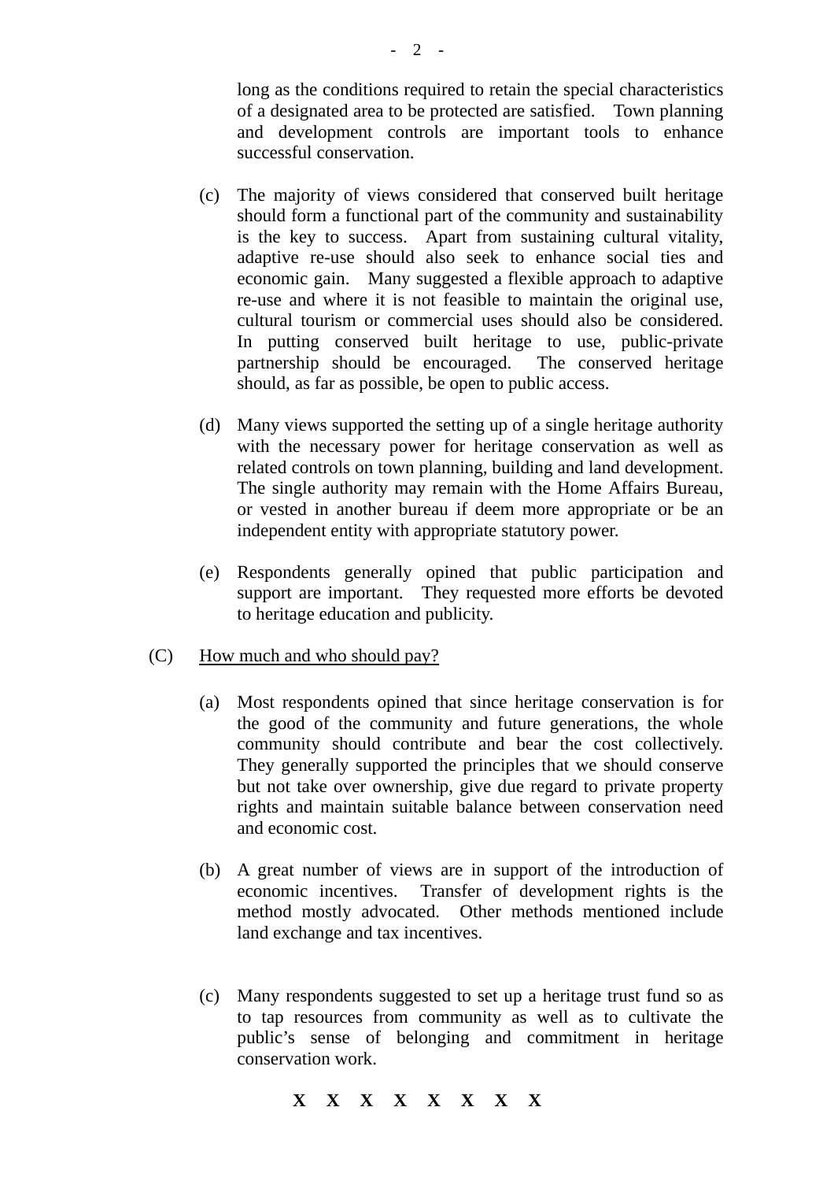long as the conditions required to retain the special characteristics of a designated area to be protected are satisfied. Town planning and development controls are important tools to enhance successful conservation.

(c) The majority of views considered that conserved built heritage should form a functional part of the community and sustainability is the key to success. Apart from sustaining cultural vitality, adaptive re-use should also seek to enhance social ties and economic gain. Many suggested a flexible approach to adaptive re-use and where it is not feasible to maintain the original use, cultural tourism or commercial uses should also be considered. In putting conserved built heritage to use, public-private partnership should be encouraged. The conserved heritage should, as far as possible, be open to public access.

(d) Many views supported the setting up of a single heritage authority with the necessary power for heritage conservation as well as related controls on town planning, building and land development. The single authority may remain with the Home Affairs Bureau, or vested in another bureau if deem more appropriate or be an independent entity with appropriate statutory power.

(e) Respondents generally opined that public participation and support are important. They requested more efforts be devoted to heritage education and publicity.

(C) <u>How much and who should pay?</u>

(a) Most respondents opined that since heritage conservation is for the good of the community and future generations, the whole community should contribute and bear the cost collectively. They generally supported the principles that we should conserve but not take over ownership, give due regard to private property rights and maintain suitable balance between conservation need and economic cost.

(b) A great number of views are in support of the introduction of economic incentives. Transfer of development rights is the method mostly advocated. Other methods mentioned include land exchange and tax incentives.

(c) Many respondents suggested to set up a heritage trust fund so as to tap resources from community as well as to cultivate the public's sense of belonging and commitment in heritage conservation work.

x x x x x x x x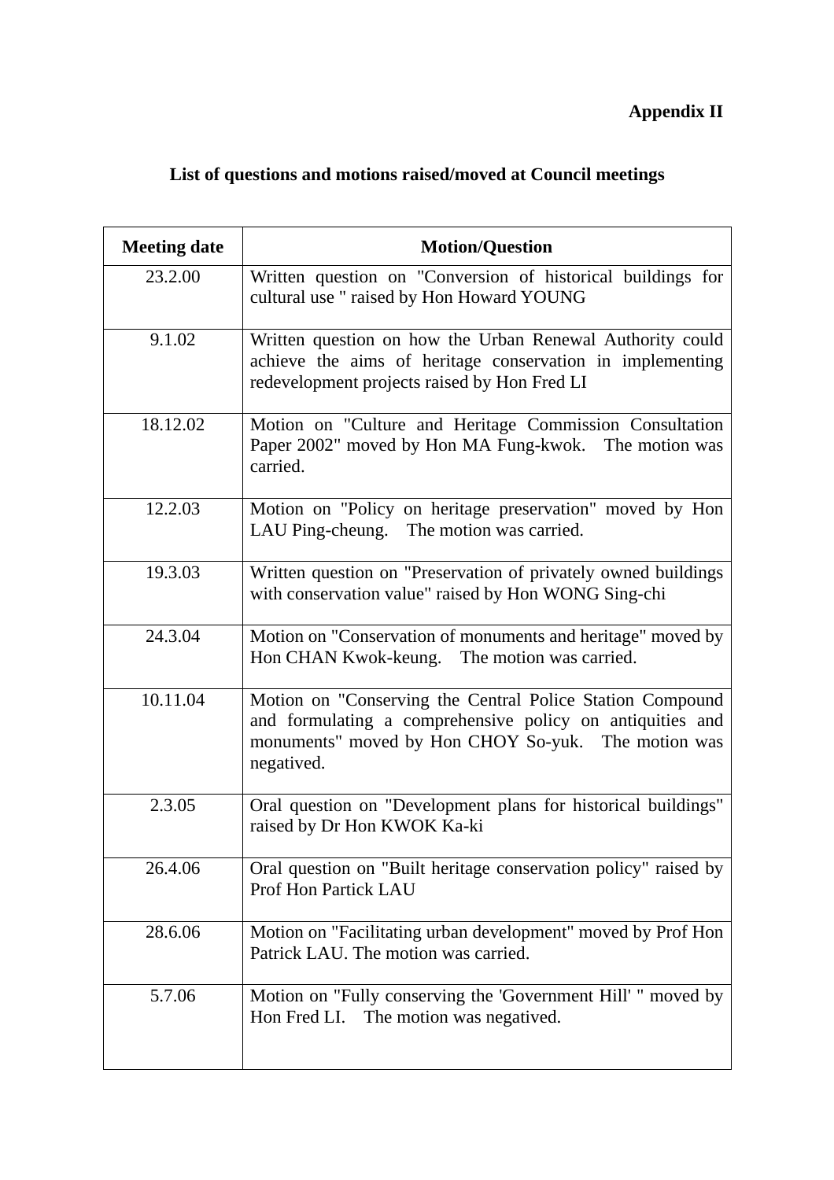**Appendix II**

## List of questions and motions raised/moved at Council meetings

| Meeting date | Motion/Question |
|---|---|
| 23.2.00 | Written question on "Conversion of historical buildings for cultural use " raised by Hon Howard YOUNG |
| 9.1.02 | Written question on how the Urban Renewal Authority could achieve the aims of heritage conservation in implementing redevelopment projects raised by Hon Fred LI |
| 18.12.02 | Motion on "Culture and Heritage Commission Consultation Paper 2002" moved by Hon MA Fung-kwok. The motion was carried. |
| 12.2.03 | Motion on "Policy on heritage preservation" moved by Hon LAU Ping-cheung. The motion was carried. |
| 19.3.03 | Written question on "Preservation of privately owned buildings with conservation value" raised by Hon WONG Sing-chi |
| 24.3.04 | Motion on "Conservation of monuments and heritage" moved by Hon CHAN Kwok-keung. The motion was carried. |
| 10.11.04 | Motion on "Conserving the Central Police Station Compound and formulating a comprehensive policy on antiquities and monuments" moved by Hon CHOY So-yuk. The motion was negatived. |
| 2.3.05 | Oral question on "Development plans for historical buildings" raised by Dr Hon KWOK Ka-ki |
| 26.4.06 | Oral question on "Built heritage conservation policy" raised by Prof Hon Partick LAU |
| 28.6.06 | Motion on "Facilitating urban development" moved by Prof Hon Patrick LAU. The motion was carried. |
| 5.7.06 | Motion on "Fully conserving the 'Government Hill' " moved by Hon Fred LI. The motion was negatived. |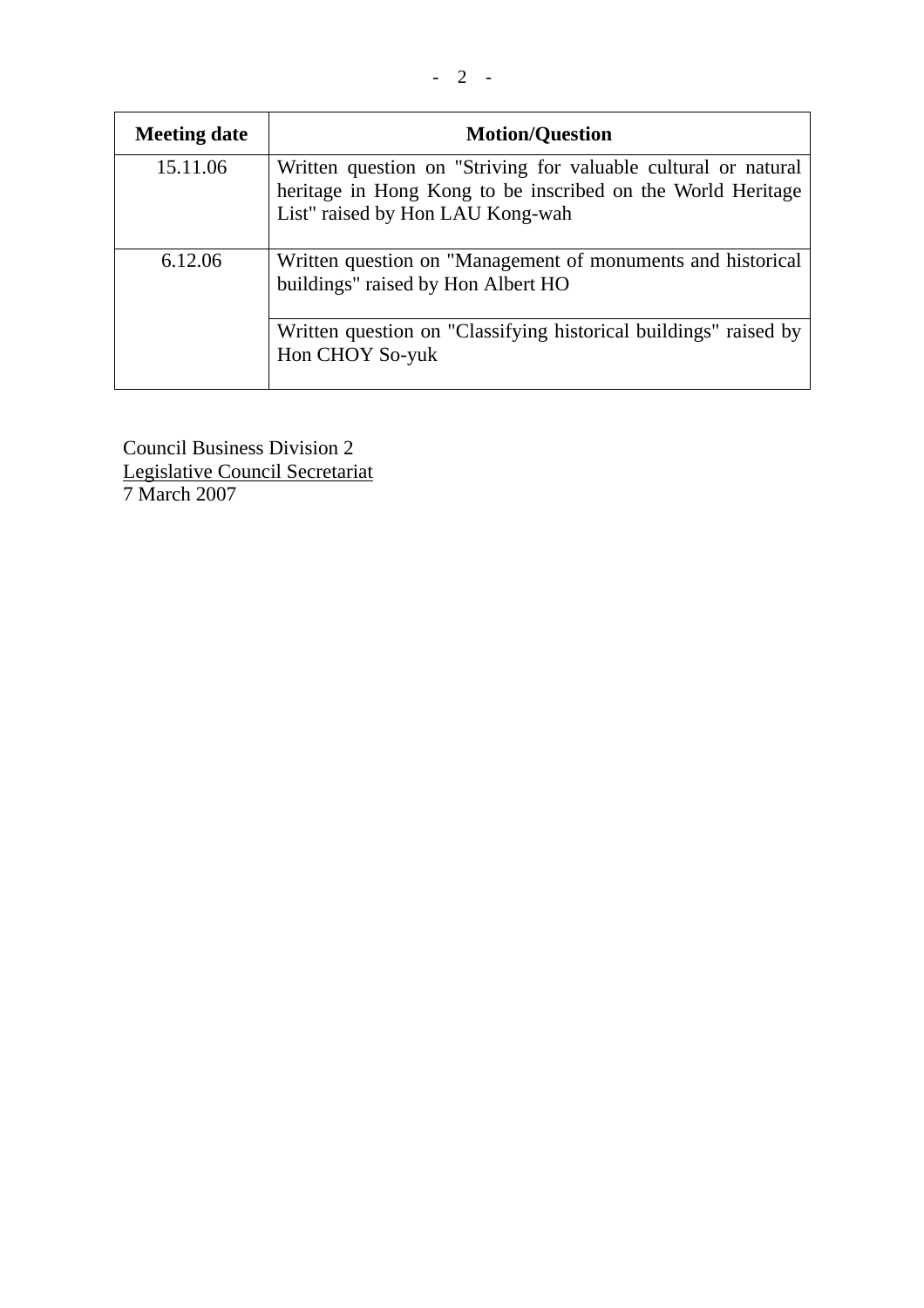| Meeting date | Motion/Question |
| --- | --- |
| 15.11.06 | Written question on "Striving for valuable cultural or natural heritage in Hong Kong to be inscribed on the World Heritage List" raised by Hon LAU Kong-wah |
| 6.12.06 | Written question on "Management of monuments and historical buildings" raised by Hon Albert HO |
| | Written question on "Classifying historical buildings" raised by Hon CHOY So-yuk |

Council Business Division 2
Legislative Council Secretariat
7 March 2007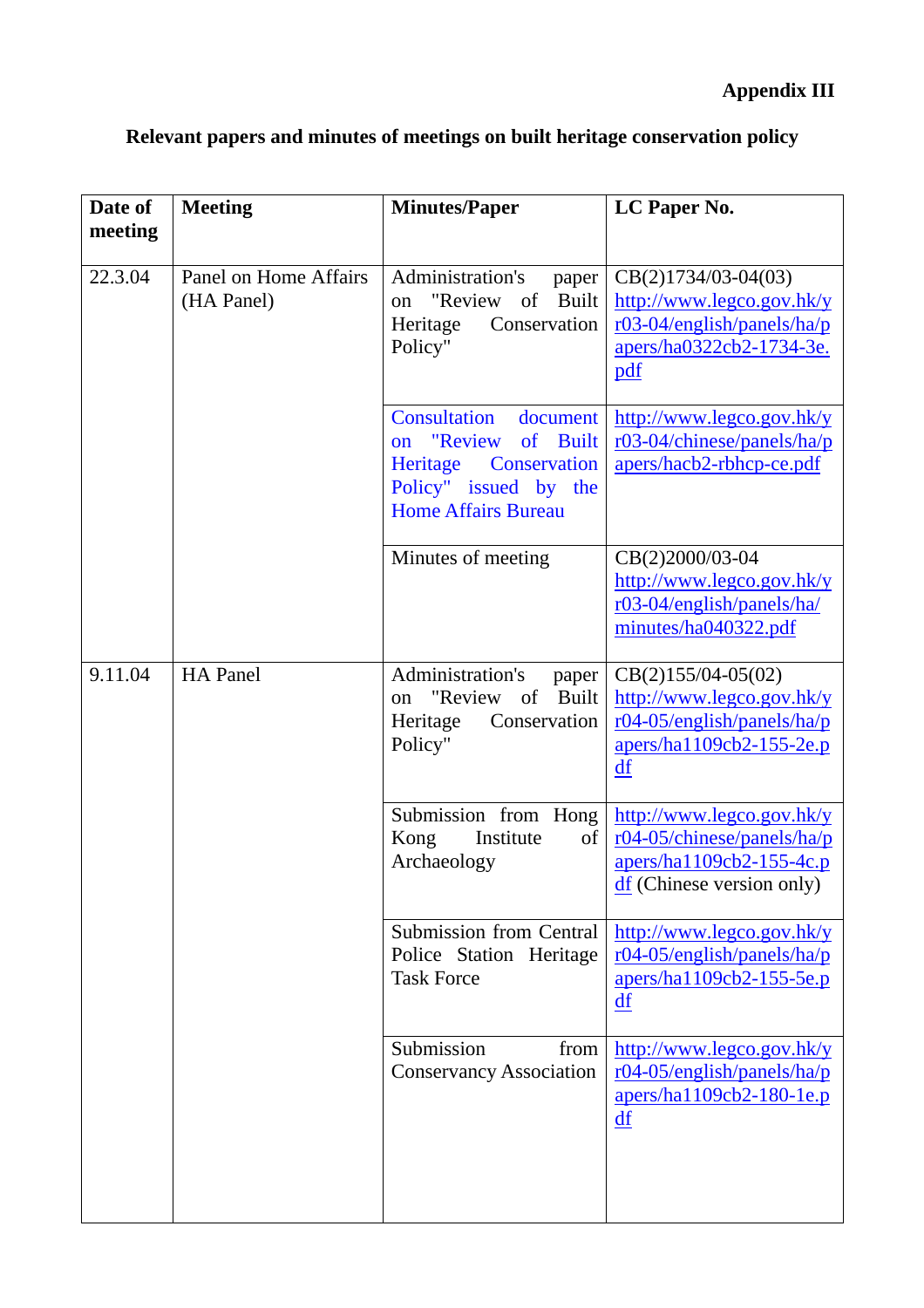**Appendix III**

**Relevant papers and minutes of meetings on built heritage conservation policy**

| **Date of meeting** | **Meeting** | **Minutes/Paper** | **LC Paper No.** |
|---|---|---|---|
| 22.3.04 | Panel on Home Affairs (HA Panel) | Administration's paper on "Review of Built Heritage Conservation Policy" | CB(2)1734/03-04(03) http://www.legco.gov.hk/yr03-04/english/panels/ha/papers/ha0322cb2-1734-3e.pdf |
| | | Consultation document on "Review of Built Heritage Conservation Policy" issued by the Home Affairs Bureau | http://www.legco.gov.hk/yr03-04/chinese/panels/ha/papers/hacb2-rbhcp-ce.pdf |
| | | Minutes of meeting | CB(2)2000/03-04 http://www.legco.gov.hk/yr03-04/english/panels/ha/minutes/ha040322.pdf |
| 9.11.04 | HA Panel | Administration's paper on "Review of Built Heritage Conservation Policy" | CB(2)155/04-05(02) http://www.legco.gov.hk/yr04-05/english/panels/ha/papers/ha1109cb2-155-2e.pdf |
| | | Submission from Hong Kong Institute of Archaeology | http://www.legco.gov.hk/yr04-05/chinese/panels/ha/papers/ha1109cb2-155-4c.pdf (Chinese version only) |
| | | Submission from Central Police Station Heritage Task Force | http://www.legco.gov.hk/yr04-05/english/panels/ha/papers/ha1109cb2-155-5e.pdf |
| | | Submission from Conservancy Association | http://www.legco.gov.hk/yr04-05/english/panels/ha/papers/ha1109cb2-180-1e.pdf |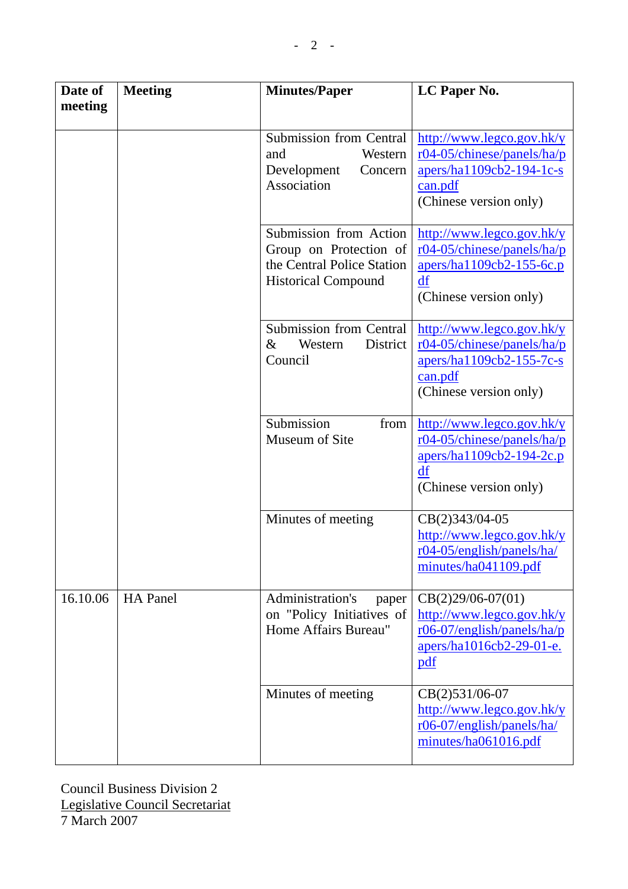| Date of meeting | Meeting | Minutes/Paper | LC Paper No. |
| --- | --- | --- | --- |
| | | Submission from Central and Western Development Concern Association | http://www.legco.gov.hk/yr04-05/chinese/panels/ha/papers/ha1109cb2-194-1c-scan.pdf (Chinese version only) |
| | | Submission from Action Group on Protection of the Central Police Station Historical Compound | http://www.legco.gov.hk/yr04-05/chinese/panels/ha/papers/ha1109cb2-155-6c.pdf (Chinese version only) |
| | | Submission from Central & Western District Council | http://www.legco.gov.hk/yr04-05/chinese/panels/ha/papers/ha1109cb2-155-7c-scan.pdf (Chinese version only) |
| | | Submission from Museum of Site | http://www.legco.gov.hk/yr04-05/chinese/panels/ha/papers/ha1109cb2-194-2c.pdf (Chinese version only) |
| | | Minutes of meeting | CB(2)343/04-05 http://www.legco.gov.hk/yr04-05/english/panels/ha/minutes/ha041109.pdf |
| 16.10.06 | HA Panel | Administration's paper on "Policy Initiatives of Home Affairs Bureau" | CB(2)29/06-07(01) http://www.legco.gov.hk/yr06-07/english/panels/ha/papers/ha1016cb2-29-01-e.pdf |
| | | Minutes of meeting | CB(2)531/06-07 http://www.legco.gov.hk/yr06-07/english/panels/ha/minutes/ha061016.pdf |

Council Business Division 2
Legislative Council Secretariat
7 March 2007